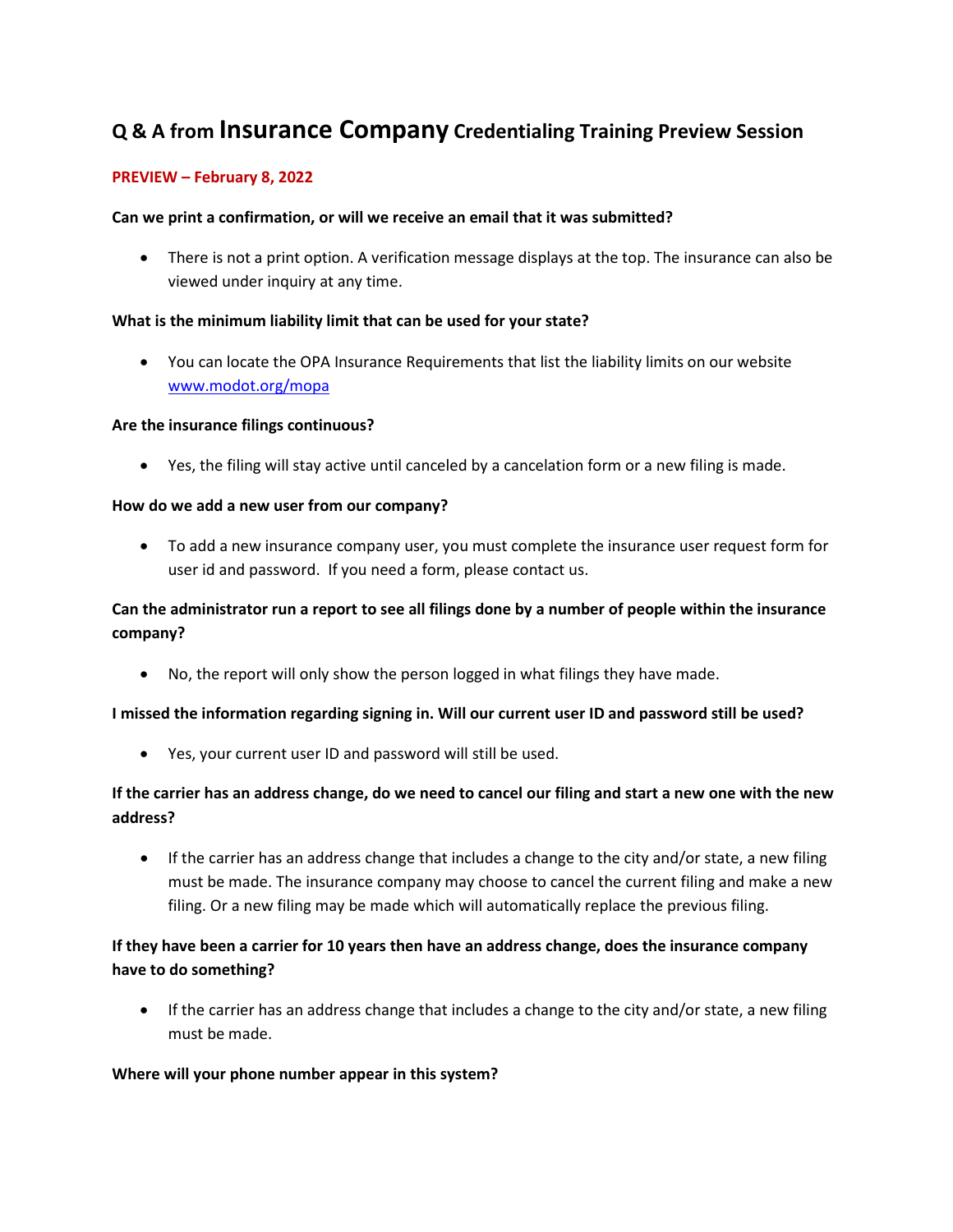# Q & A from Insurance Company Credentialing Training Preview Session

**PREVIEW – February 8, 2022**

**Can we print a confirmation, or will we receive an email that it was submitted?**

- There is not a print option. A verification message displays at the top. The insurance can also be viewed under inquiry at any time.

**What is the minimum liability limit that can be used for your state?**

- You can locate the OPA Insurance Requirements that list the liability limits on our website [www.modot.org/mopa](www.modot.org/mopa)

**Are the insurance filings continuous?**

- Yes, the filing will stay active until canceled by a cancelation form or a new filing is made.

**How do we add a new user from our company?**

- To add a new insurance company user, you must complete the insurance user request form for user id and password. If you need a form, please contact us.

**Can the administrator run a report to see all filings done by a number of people within the insurance company?**

- No, the report will only show the person logged in what filings they have made.

**I missed the information regarding signing in. Will our current user ID and password still be used?**

- Yes, your current user ID and password will still be used.

**If the carrier has an address change, do we need to cancel our filing and start a new one with the new address?**

- If the carrier has an address change that includes a change to the city and/or state, a new filing must be made. The insurance company may choose to cancel the current filing and make a new filing. Or a new filing may be made which will automatically replace the previous filing.

**If they have been a carrier for 10 years then have an address change, does the insurance company have to do something?**

- If the carrier has an address change that includes a change to the city and/or state, a new filing must be made.

**Where will your phone number appear in this system?**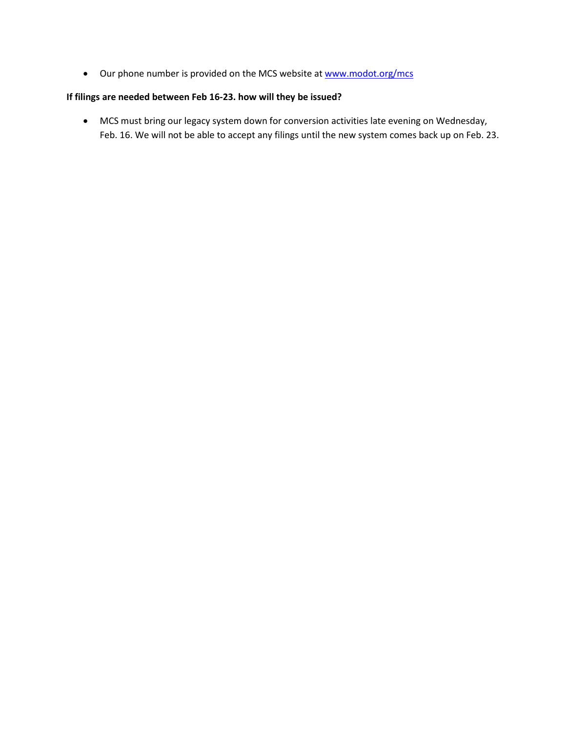- Our phone number is provided on the MCS website at [www.modot.org/mcs](www.modot.org/mcs)

**If filings are needed between Feb 16-23. how will they be issued?**

- MCS must bring our legacy system down for conversion activities late evening on Wednesday, Feb. 16. We will not be able to accept any filings until the new system comes back up on Feb. 23.